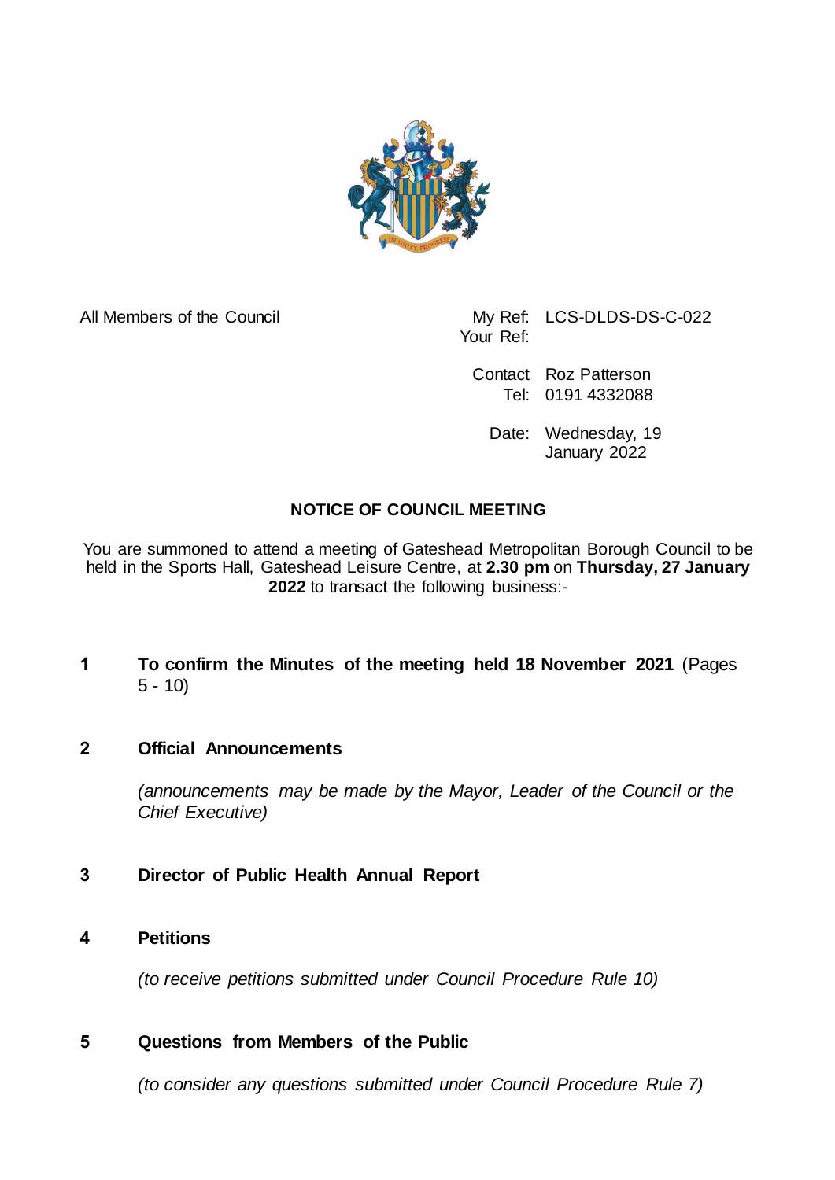All Members of the Council

My Ref: LCS-DLDS-DS-C-022
Your Ref:

Contact Roz Patterson
Tel: 0191 4332088

Date: Wednesday, 19 January 2022

## NOTICE OF COUNCIL MEETING

You are summoned to attend a meeting of Gateshead Metropolitan Borough Council to be held in the Sports Hall, Gateshead Leisure Centre, at **2.30 pm** on **Thursday, 27 January 2022** to transact the following business:-

**1 To confirm the Minutes of the meeting held 18 November 2021** (Pages 5 - 10)

**2 Official Announcements**

*(announcements may be made by the Mayor, Leader of the Council or the Chief Executive)*

**3 Director of Public Health Annual Report**

**4 Petitions**

*(to receive petitions submitted under Council Procedure Rule 10)*

**5 Questions from Members of the Public**

*(to consider any questions submitted under Council Procedure Rule 7)*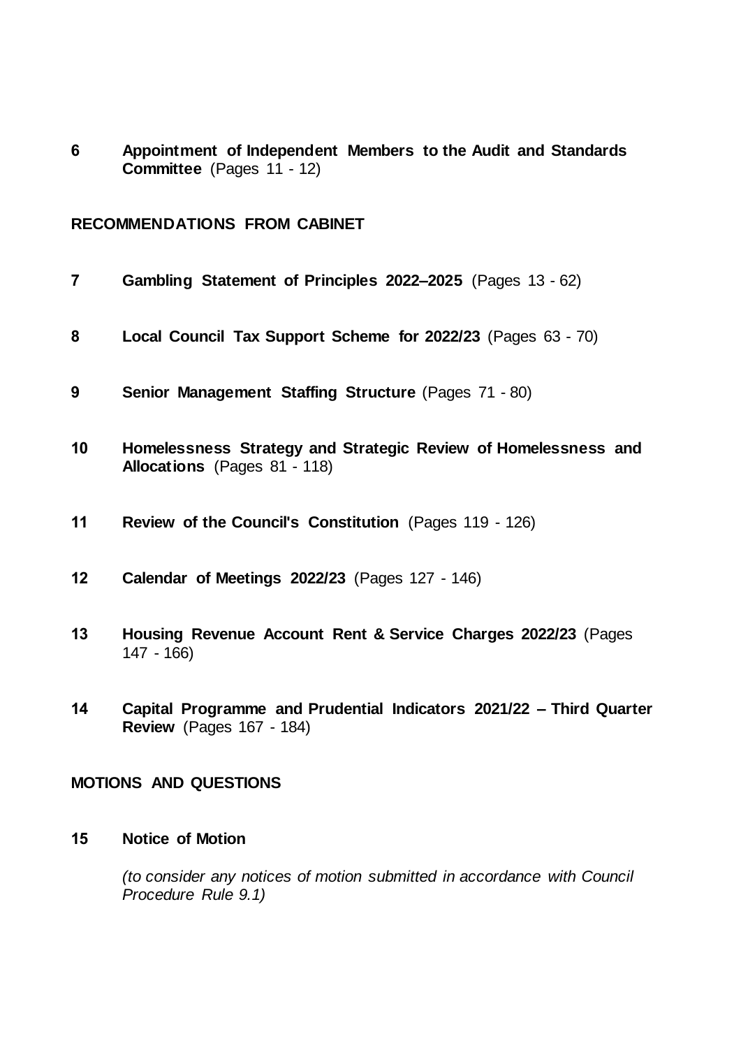**6** **Appointment of Independent Members to the Audit and Standards Committee** (Pages 11 - 12)

## RECOMMENDATIONS FROM CABINET

**7** **Gambling Statement of Principles 2022–2025** (Pages 13 - 62)

**8** **Local Council Tax Support Scheme for 2022/23** (Pages 63 - 70)

**9** **Senior Management Staffing Structure** (Pages 71 - 80)

**10** **Homelessness Strategy and Strategic Review of Homelessness and Allocations** (Pages 81 - 118)

**11** **Review of the Council's Constitution** (Pages 119 - 126)

**12** **Calendar of Meetings 2022/23** (Pages 127 - 146)

**13** **Housing Revenue Account Rent & Service Charges 2022/23** (Pages 147 - 166)

**14** **Capital Programme and Prudential Indicators 2021/22 – Third Quarter Review** (Pages 167 - 184)

## MOTIONS AND QUESTIONS

**15** **Notice of Motion**

*(to consider any notices of motion submitted in accordance with Council Procedure Rule 9.1)*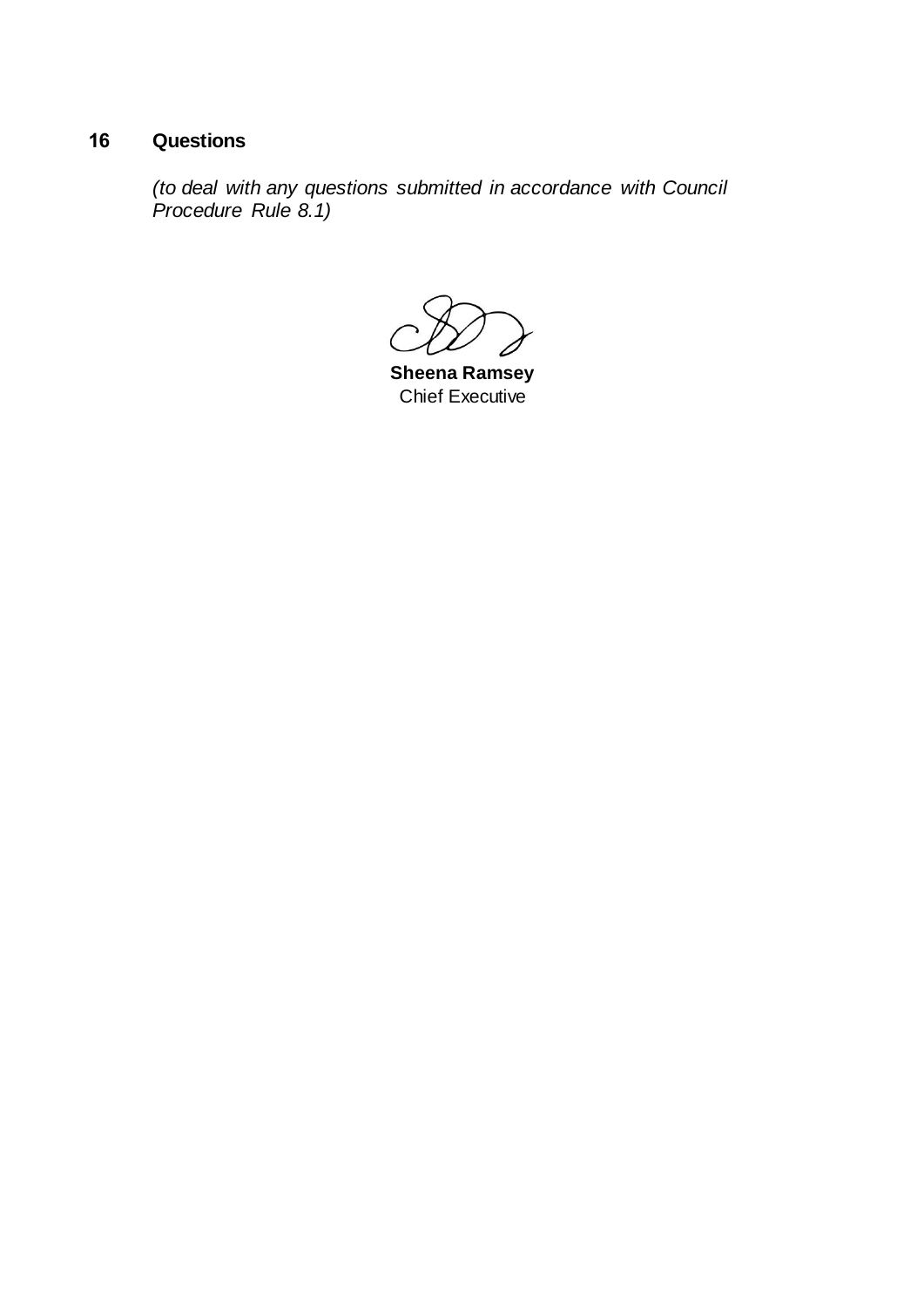## 16 Questions

*(to deal with any questions submitted in accordance with Council Procedure Rule 8.1)*

**Sheena Ramsey**
Chief Executive